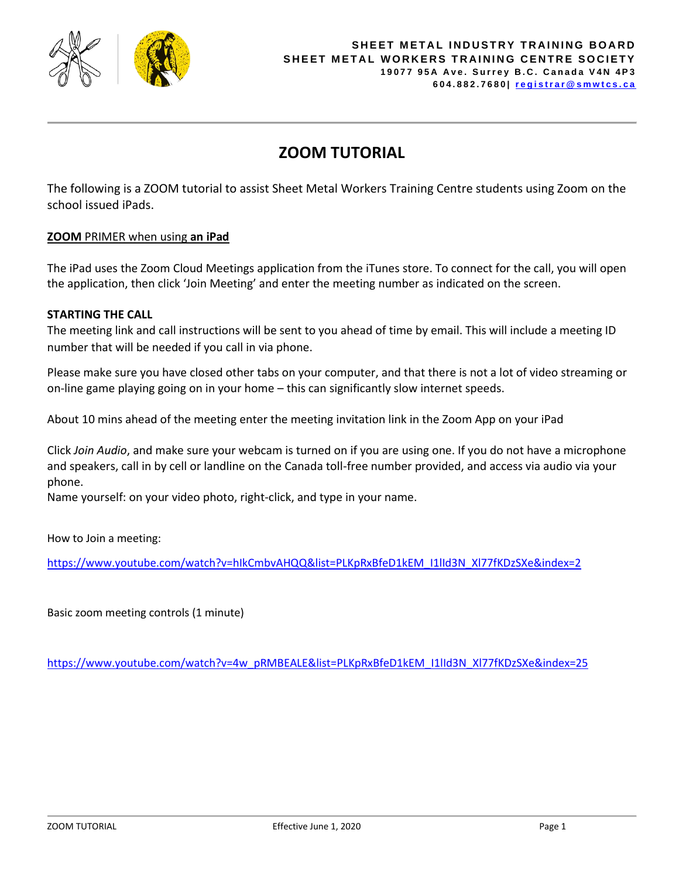**SHEET METAL INDUSTRY TRAINING BOARD**
**SHEET METAL WORKERS TRAINING CENTRE SOCIETY**
**19077 95A Ave. Surrey B.C. Canada V4N 4P3**
**604.882.7680| registrar@smwtcs.ca**

# ZOOM TUTORIAL

The following is a ZOOM tutorial to assist Sheet Metal Workers Training Centre students using Zoom on the school issued iPads.

**ZOOM** PRIMER when using **an iPad**

The iPad uses the Zoom Cloud Meetings application from the iTunes store. To connect for the call, you will open the application, then click 'Join Meeting' and enter the meeting number as indicated on the screen.

**STARTING THE CALL**

The meeting link and call instructions will be sent to you ahead of time by email. This will include a meeting ID number that will be needed if you call in via phone.

Please make sure you have closed other tabs on your computer, and that there is not a lot of video streaming or on-line game playing going on in your home – this can significantly slow internet speeds.

About 10 mins ahead of the meeting enter the meeting invitation link in the Zoom App on your iPad

Click *Join Audio*, and make sure your webcam is turned on if you are using one. If you do not have a microphone and speakers, call in by cell or landline on the Canada toll-free number provided, and access via audio via your phone.
Name yourself: on your video photo, right-click, and type in your name.

How to Join a meeting:

https://www.youtube.com/watch?v=hIkCmbvAHQQ&list=PLKpRxBfeD1kEM_I1lId3N_Xl77fKDzSXe&index=2

Basic zoom meeting controls (1 minute)

https://www.youtube.com/watch?v=4w_pRMBEALE&list=PLKpRxBfeD1kEM_I1lId3N_Xl77fKDzSXe&index=25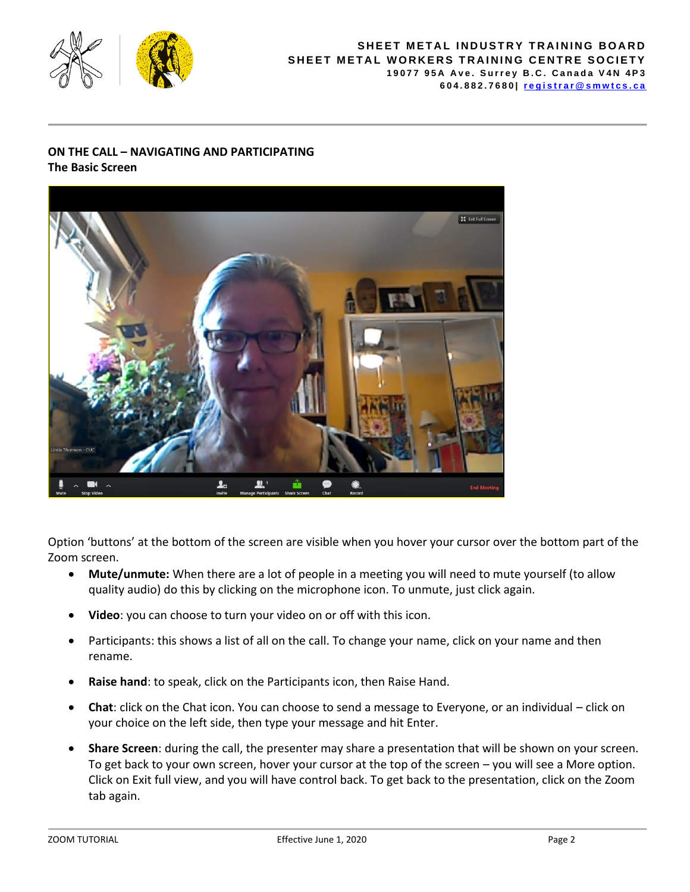**ON THE CALL – NAVIGATING AND PARTICIPATING**
**The Basic Screen**

Option 'buttons' at the bottom of the screen are visible when you hover your cursor over the bottom part of the Zoom screen.

- **Mute/unmute:** When there are a lot of people in a meeting you will need to mute yourself (to allow quality audio) do this by clicking on the microphone icon. To unmute, just click again.
- **Video**: you can choose to turn your video on or off with this icon.
- Participants: this shows a list of all on the call. To change your name, click on your name and then rename.
- **Raise hand**: to speak, click on the Participants icon, then Raise Hand.
- **Chat**: click on the Chat icon. You can choose to send a message to Everyone, or an individual – click on your choice on the left side, then type your message and hit Enter.
- **Share Screen**: during the call, the presenter may share a presentation that will be shown on your screen. To get back to your own screen, hover your cursor at the top of the screen – you will see a More option. Click on Exit full view, and you will have control back. To get back to the presentation, click on the Zoom tab again.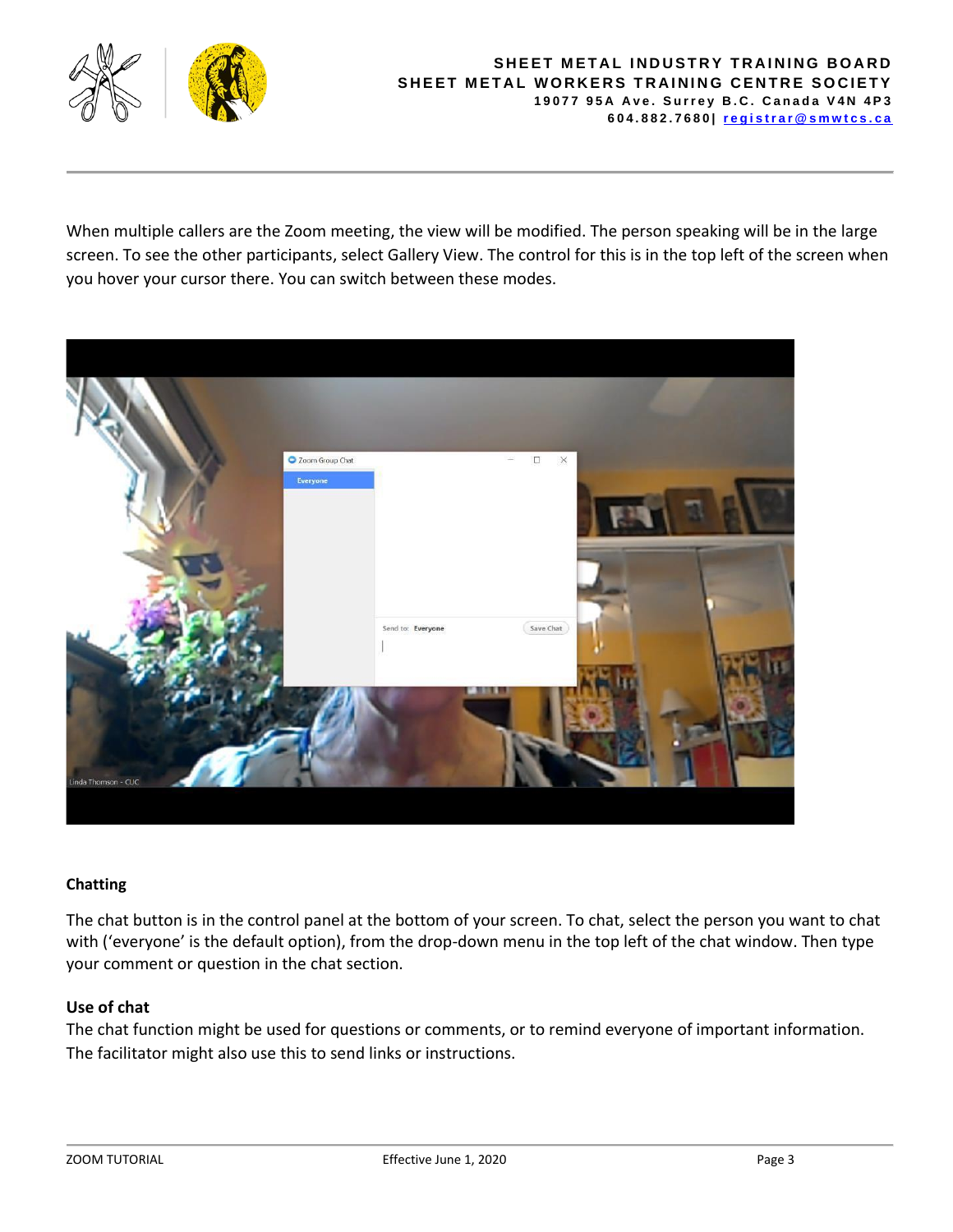When multiple callers are the Zoom meeting, the view will be modified. The person speaking will be in the large screen. To see the other participants, select Gallery View. The control for this is in the top left of the screen when you hover your cursor there. You can switch between these modes.

**Chatting**

The chat button is in the control panel at the bottom of your screen. To chat, select the person you want to chat with ('everyone' is the default option), from the drop-down menu in the top left of the chat window. Then type your comment or question in the chat section.

**Use of chat**

The chat function might be used for questions or comments, or to remind everyone of important information. The facilitator might also use this to send links or instructions.